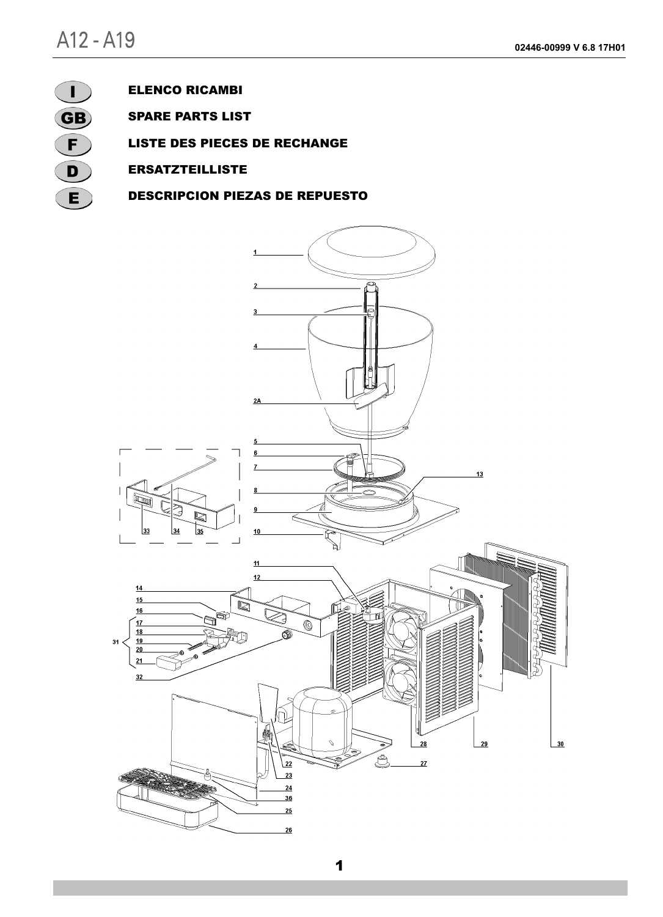# A12 - A19

02446-00999 V 6.8 17H01

**I** ELENCO RICAMBI

**GB** SPARE PARTS LIST

**F** LISTE DES PIECES DE RECHANGE

**D** ERSATZTEILLISTE

**E** DESCRIPCION PIEZAS DE REPUESTO

1
2
3
4
2A
5
6
7
8
9
10
11
12
13
14
15
16
17
18
19
20
21
31
32
33
34
35
22
23
24
36
25
26
27
28
29
30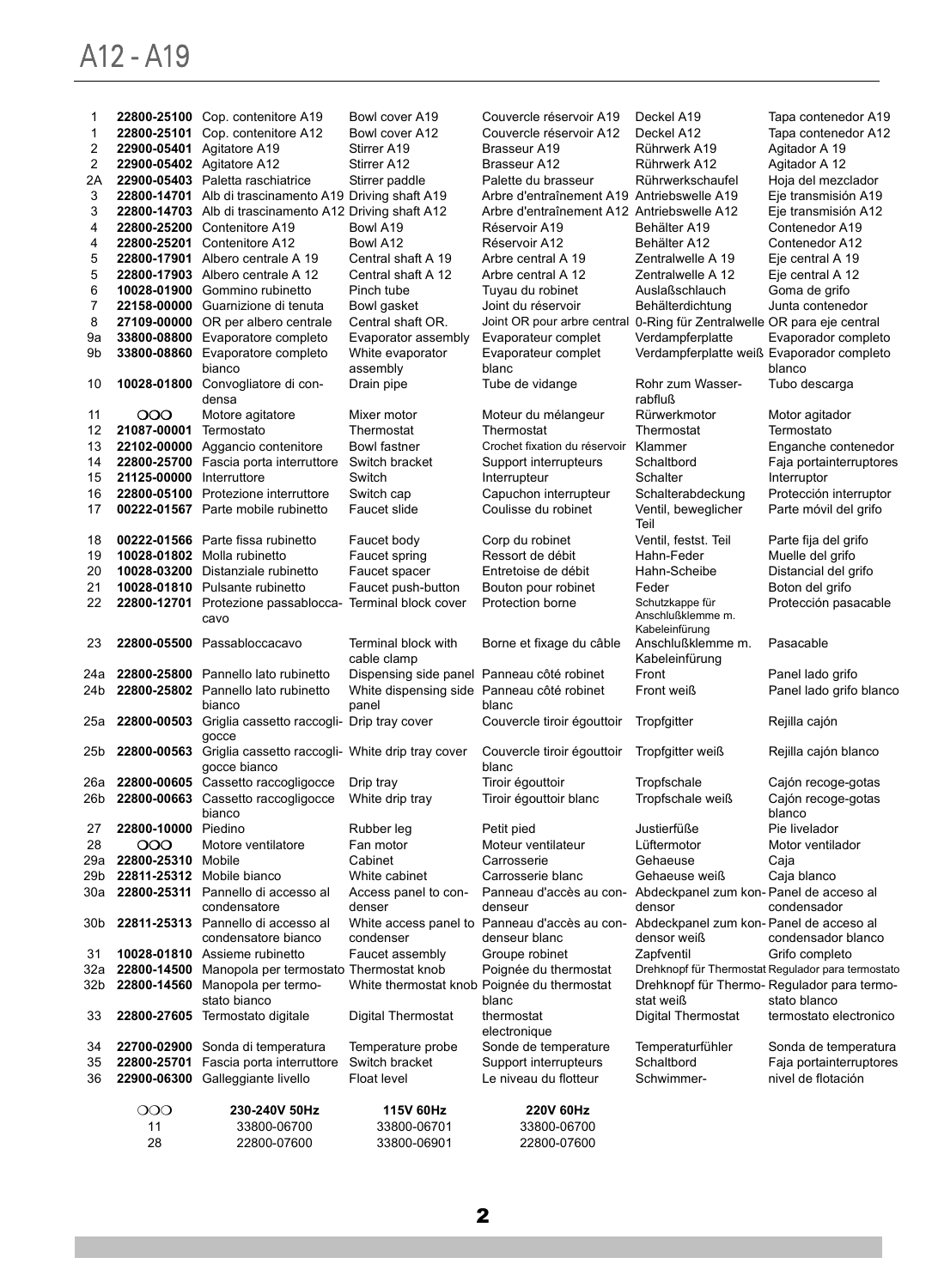# A12 - A19

| | | | | | | |
|---|---|---|---|---|---|---|
| 1 | **22800-25100** | Cop. contenitore A19 | Bowl cover A19 | Couvercle réservoir A19 | Deckel A19 | Tapa contenedor A19 |
| 1 | **22800-25101** | Cop. contenitore A12 | Bowl cover A12 | Couvercle réservoir A12 | Deckel A12 | Tapa contenedor A12 |
| 2 | **22900-05401** | Agitatore A19 | Stirrer A19 | Brasseur A19 | Rührwerk A19 | Agitador A 19 |
| 2 | **22900-05402** | Agitatore A12 | Stirrer A12 | Brasseur A12 | Rührwerk A12 | Agitador A 12 |
| 2A | **22900-05403** | Paletta raschiatrice | Stirrer paddle | Palette du brasseur | Rührwerkschaufel | Hoja del mezclador |
| 3 | **22800-14701** | Alb di trascinamento A19 | Driving shaft A19 | Arbre d'entraînement A19 | Antriebswelle A19 | Eje transmisión A19 |
| 3 | **22800-14703** | Alb di trascinamento A12 | Driving shaft A12 | Arbre d'entraînement A12 | Antriebswelle A12 | Eje transmisión A12 |
| 4 | **22800-25200** | Contenitore A19 | Bowl A19 | Réservoir A19 | Behälter A19 | Contenedor A19 |
| 4 | **22800-25201** | Contenitore A12 | Bowl A12 | Réservoir A12 | Behälter A12 | Contenedor A12 |
| 5 | **22800-17901** | Albero centrale A 19 | Central shaft A 19 | Arbre central A 19 | Zentralwelle A 19 | Eje central A 19 |
| 5 | **22800-17903** | Albero centrale A 12 | Central shaft A 12 | Arbre central A 12 | Zentralwelle A 12 | Eje central A 12 |
| 6 | **10028-01900** | Gommino rubinetto | Pinch tube | Tuyau du robinet | Auslaßschlauch | Goma de grifo |
| 7 | **22158-00000** | Guarnizione di tenuta | Bowl gasket | Joint du réservoir | Behälterdichtung | Junta contenedor |
| 8 | **27109-00000** | OR per albero centrale | Central shaft OR. | Joint OR pour arbre central | 0-Ring für Zentralwelle | OR para eje central |
| 9a | **33800-08800** | Evaporatore completo | Evaporator assembly | Evaporateur complet | Verdampferplatte | Evaporador completo |
| 9b | **33800-08860** | Evaporatore completo bianco | White evaporator assembly | Evaporateur complet blanc | Verdampferplatte weiß | Evaporador completo blanco |
| 10 | **10028-01800** | Convogliatore di condensa | Drain pipe | Tube de vidange | Rohr zum Wasserrabfluß | Tubo descarga |
| 11 | OOO | Motore agitatore | Mixer motor | Moteur du mélangeur | Rürwerkmotor | Motor agitador |
| 12 | **21087-00001** | Termostato | Thermostat | Thermostat | Thermostat | Termostato |
| 13 | **22102-00000** | Aggancio contenitore | Bowl fastner | Crochet fixation du réservoir | Klammer | Enganche contenedor |
| 14 | **22800-25700** | Fascia porta interruttore | Switch bracket | Support interrupteurs | Schaltbord | Faja portainterruptores |
| 15 | **21125-00000** | Interruttore | Switch | Interrupteur | Schalter | Interruptor |
| 16 | **22800-05100** | Protezione interruttore | Switch cap | Capuchon interrupteur | Schalterabdeckung | Protección interruptor |
| 17 | **00222-01567** | Parte mobile rubinetto | Faucet slide | Coulisse du robinet | Ventil, beweglicher Teil | Parte móvil del grifo |
| 18 | **00222-01566** | Parte fissa rubinetto | Faucet body | Corp du robinet | Ventil, festst. Teil | Parte fija del grifo |
| 19 | **10028-01802** | Molla rubinetto | Faucet spring | Ressort de débit | Hahn-Feder | Muelle del grifo |
| 20 | **10028-03200** | Distanziale rubinetto | Faucet spacer | Entretoise de débit | Hahn-Scheibe | Distancial del grifo |
| 21 | **10028-01810** | Pulsante rubinetto | Faucet push-button | Bouton pour robinet | Feder | Boton del grifo |
| 22 | **22800-12701** | Protezione passablocca-cavo | Terminal block cover | Protection borne | Schutzkappe für Anschlußklemme m. Kabeleinfürung | Protección pasacable |
| 23 | **22800-05500** | Passabloccacavo | Terminal block with cable clamp | Borne et fixage du câble | Anschlußklemme m. Kabeleinfürung | Pasacable |
| 24a | **22800-25800** | Pannello lato rubinetto | Dispensing side panel | Panneau côté robinet | Front | Panel lado grifo |
| 24b | **22800-25802** | Pannello lato rubinetto bianco | White dispensing side panel | Panneau côté robinet blanc | Front weiß | Panel lado grifo blanco |
| 25a | **22800-00503** | Griglia cassetto raccogli-gocce | Drip tray cover | Couvercle tiroir égouttoir | Tropfgitter | Rejilla cajón |
| 25b | **22800-00563** | Griglia cassetto raccogli-gocce bianco | White drip tray cover | Couvercle tiroir égouttoir blanc | Tropfgitter weiß | Rejilla cajón blanco |
| 26a | **22800-00605** | Cassetto raccogligocce | Drip tray | Tiroir égouttoir | Tropfschale | Cajón recoge-gotas |
| 26b | **22800-00663** | Cassetto raccogligocce bianco | White drip tray | Tiroir égouttoir blanc | Tropfschale weiß | Cajón recoge-gotas blanco |
| 27 | **22800-10000** | Piedino | Rubber leg | Petit pied | Justierfüße | Pie livelador |
| 28 | OOO | Motore ventilatore | Fan motor | Moteur ventilateur | Lüftermotor | Motor ventilador |
| 29a | **22800-25310** | Mobile | Cabinet | Carrosserie | Gehaeuse | Caja |
| 29b | **22811-25312** | Mobile bianco | White cabinet | Carrosserie blanc | Gehaeuse weiß | Caja blanco |
| 30a | **22800-25311** | Pannello di accesso al condensatore | Access panel to condenser | Panneau d'accès au condenseur | Abdeckpanel zum kondensor | Panel de acceso al condensador |
| 30b | **22811-25313** | Pannello di accesso al condensatore bianco | White access panel to condenser | Panneau d'accès au condenseur blanc | Abdeckpanel zum kondensor weiß | Panel de acceso al condensador blanco |
| 31 | **10028-01810** | Assieme rubinetto | Faucet assembly | Groupe robinet | Zapfventil | Grifo completo |
| 32a | **22800-14500** | Manopola per termostato | Thermostat knob | Poignée du thermostat | Drehknopf für Thermostat | Regulador para termostato |
| 32b | **22800-14560** | Manopola per termostato bianco | White thermostat knob | Poignée du thermostat blanc | Drehknopf für Thermostat weiß | Regulador para termostato blanco |
| 33 | **22800-27605** | Termostato digitale | Digital Thermostat | thermostat electronique | Digital Thermostat | termostato electronico |
| 34 | **22700-02900** | Sonda di temperatura | Temperature probe | Sonde de temperature | Temperaturfühler | Sonda de temperatura |
| 35 | **22800-25701** | Fascia porta interruttore | Switch bracket | Support interrupteurs | Schaltbord | Faja portainterruptores |
| 36 | **22900-06300** | Galleggiante livello | Float level | Le niveau du flotteur | Schwimmer- | nivel de flotación |

| OOO | 230-240V 50Hz | 115V 60Hz | 220V 60Hz |
|---|---|---|---|
| 11 | 33800-06700 | 33800-06701 | 33800-06700 |
| 28 | 22800-07600 | 33800-06901 | 22800-07600 |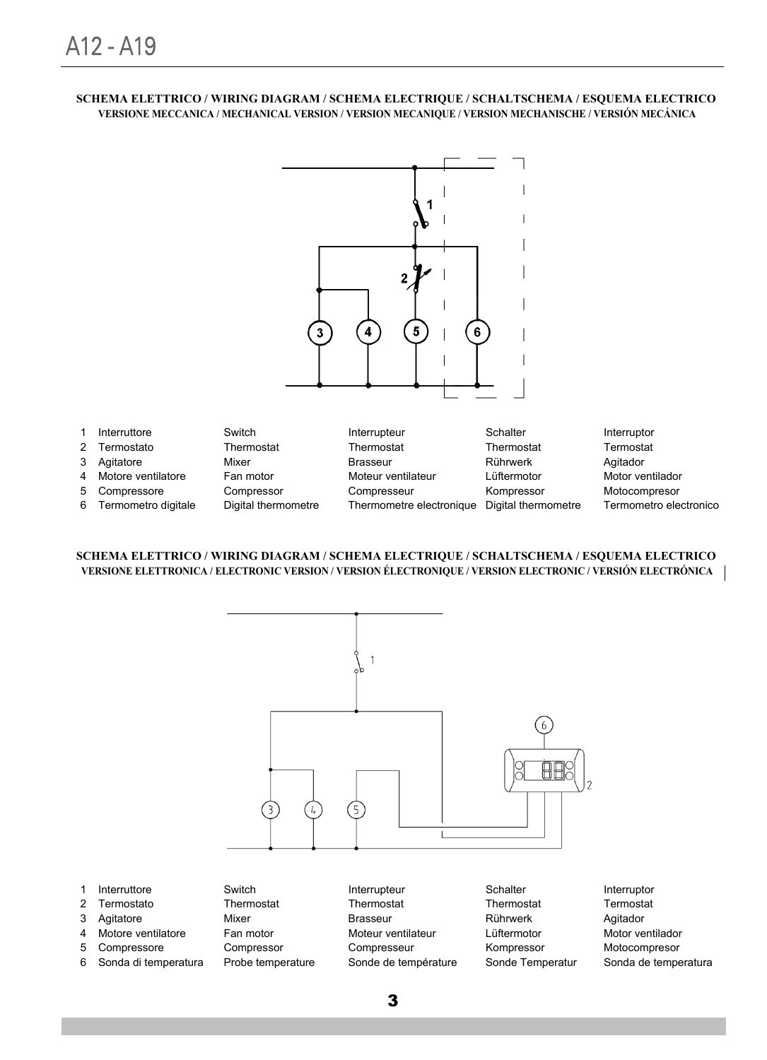# A12 - A19

**SCHEMA ELETTRICO / WIRING DIAGRAM / SCHEMA ELECTRIQUE / SCHALTSCHEMA / ESQUEMA ELECTRICO**
**VERSIONE MECCANICA / MECHANICAL VERSION / VERSION MECANIQUE / VERSION MECHANISCHE / VERSIÓN MECÁNICA**

1
2
3
4
5
6

| | | | | | |
|---|---|---|---|---|---|
| 1 | Interruttore | Switch | Interrupteur | Schalter | Interruptor |
| 2 | Termostato | Thermostat | Thermostat | Thermostat | Termostat |
| 3 | Agitatore | Mixer | Brasseur | Rührwerk | Agitador |
| 4 | Motore ventilatore | Fan motor | Moteur ventilateur | Lüftermotor | Motor ventilador |
| 5 | Compressore | Compressor | Compresseur | Kompressor | Motocompresor |
| 6 | Termometro digitale | Digital thermometre | Thermometre electronique | Digital thermometre | Termometro electronico |

**SCHEMA ELETTRICO / WIRING DIAGRAM / SCHEMA ELECTRIQUE / SCHALTSCHEMA / ESQUEMA ELECTRICO**
**VERSIONE ELETTRONICA / ELECTRONIC VERSION / VERSION ÉLECTRONIQUE / VERSION ELECTRONIC / VERSIÓN ELECTRÓNICA**

1
6
2
3
4
5

| | | | | | |
|---|---|---|---|---|---|
| 1 | Interruttore | Switch | Interrupteur | Schalter | Interruptor |
| 2 | Termostato | Thermostat | Thermostat | Thermostat | Termostat |
| 3 | Agitatore | Mixer | Brasseur | Rührwerk | Agitador |
| 4 | Motore ventilatore | Fan motor | Moteur ventilateur | Lüftermotor | Motor ventilador |
| 5 | Compressore | Compressor | Compresseur | Kompressor | Motocompresor |
| 6 | Sonda di temperatura | Probe temperature | Sonde de température | Sonde Temperatur | Sonda de temperatura |